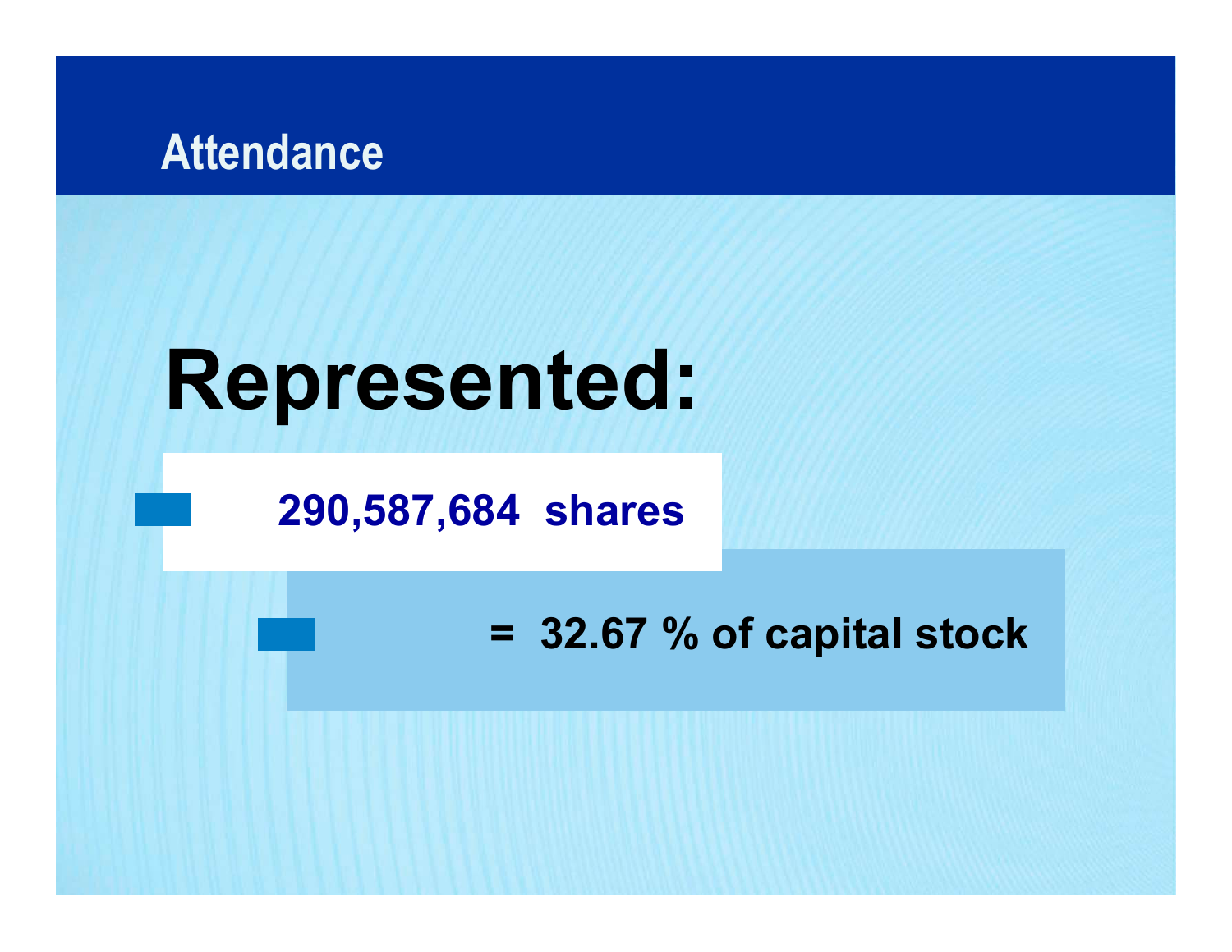## Attendance

# Represented:

- **290,587,684 shares**
  - **= 32.67 % of capital stock**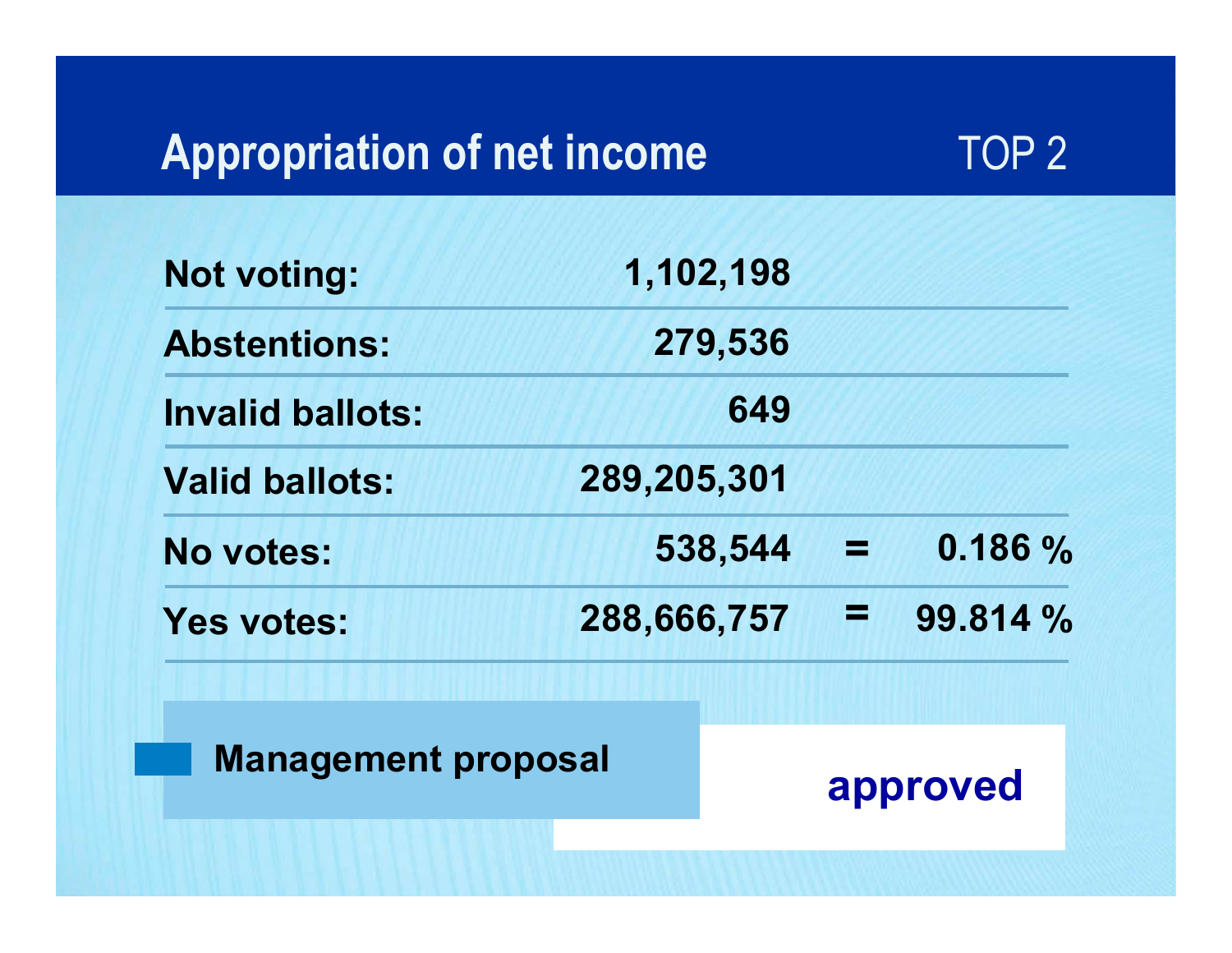# Appropriation of net income

TOP 2

| | | | |
|---|---|---|---|
| Not voting: | 1,102,198 | | |
| Abstentions: | 279,536 | | |
| Invalid ballots: | 649 | | |
| Valid ballots: | 289,205,301 | | |
| No votes: | 538,544 | = | 0.186 % |
| Yes votes: | 288,666,757 | = | 99.814 % |

**Management proposal** **approved**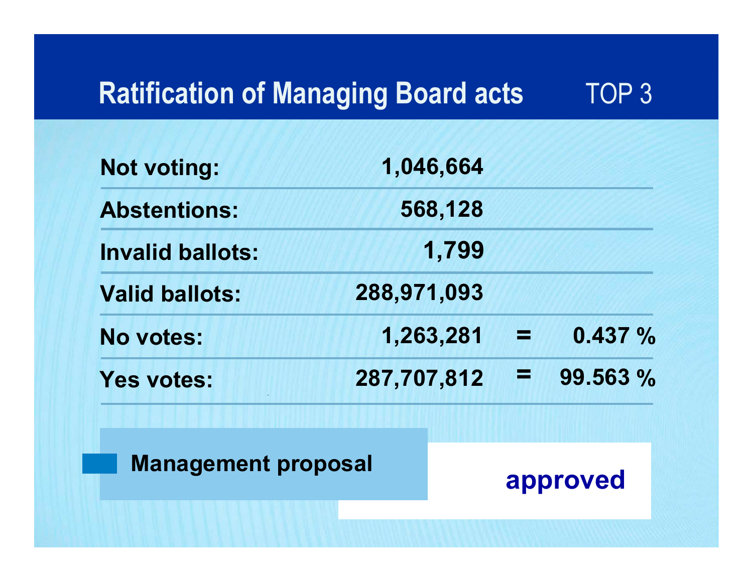# Ratification of Managing Board acts — TOP 3

| | | | |
|---|---|---|---|
| **Not voting:** | **1,046,664** | | |
| **Abstentions:** | **568,128** | | |
| **Invalid ballots:** | **1,799** | | |
| **Valid ballots:** | **288,971,093** | | |
| **No votes:** | **1,263,281** | **=** | **0.437 %** |
| **Yes votes:** | **287,707,812** | **=** | **99.563 %** |

**Management proposal** — **approved**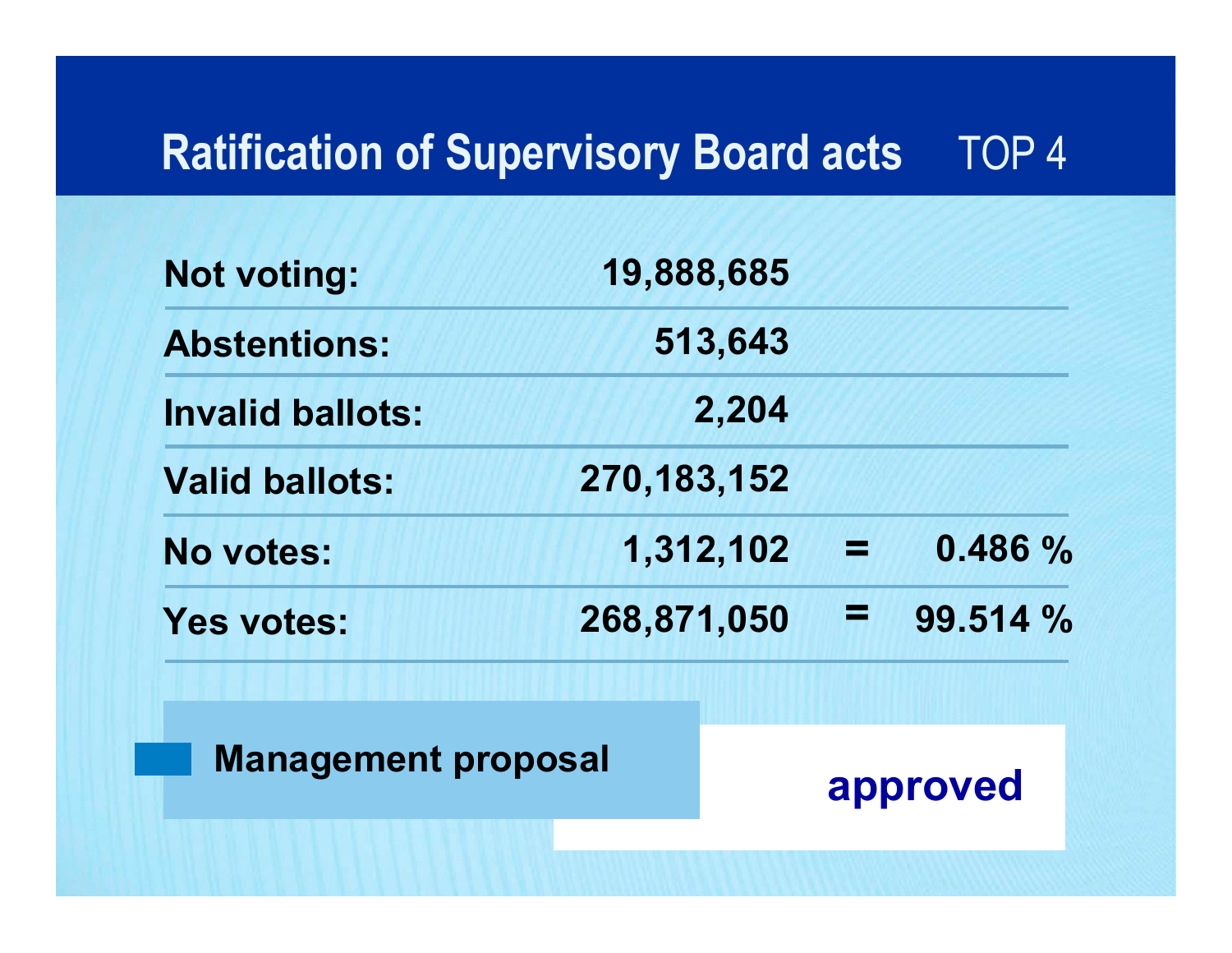# Ratification of Supervisory Board acts TOP 4

| | | | |
|---|---|---|---|
| **Not voting:** | **19,888,685** | | |
| **Abstentions:** | **513,643** | | |
| **Invalid ballots:** | **2,204** | | |
| **Valid ballots:** | **270,183,152** | | |
| **No votes:** | **1,312,102** | **=** | **0.486 %** |
| **Yes votes:** | **268,871,050** | **=** | **99.514 %** |

**Management proposal** **approved**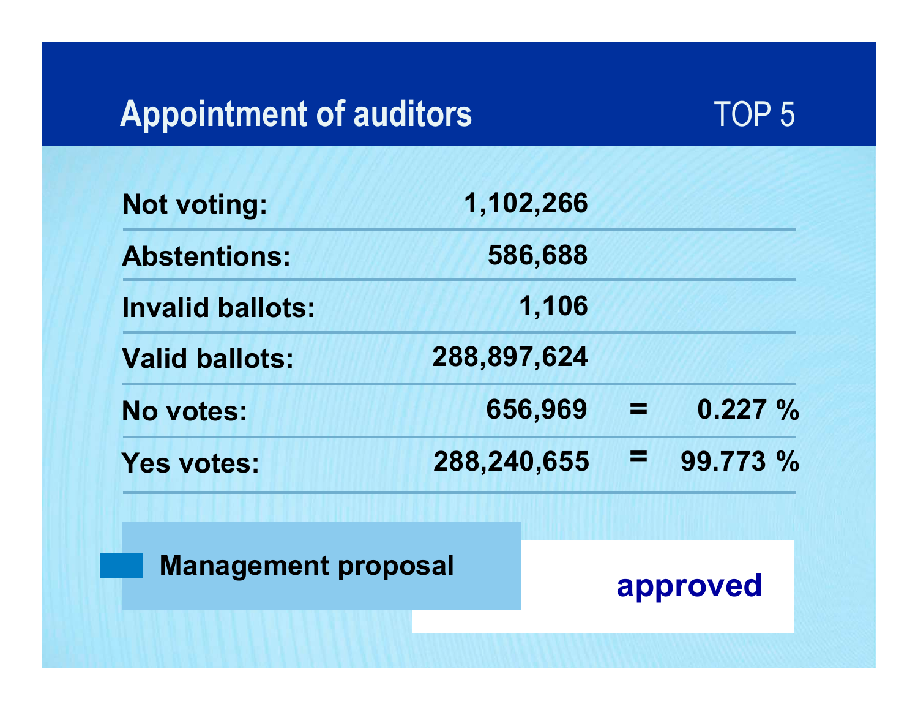## Appointment of auditors

TOP 5

| | | | |
|---|---|---|---|
| **Not voting:** | **1,102,266** | | |
| **Abstentions:** | **586,688** | | |
| **Invalid ballots:** | **1,106** | | |
| **Valid ballots:** | **288,897,624** | | |
| **No votes:** | **656,969** | **=** | **0.227 %** |
| **Yes votes:** | **288,240,655** | **=** | **99.773 %** |

**Management proposal**

**approved**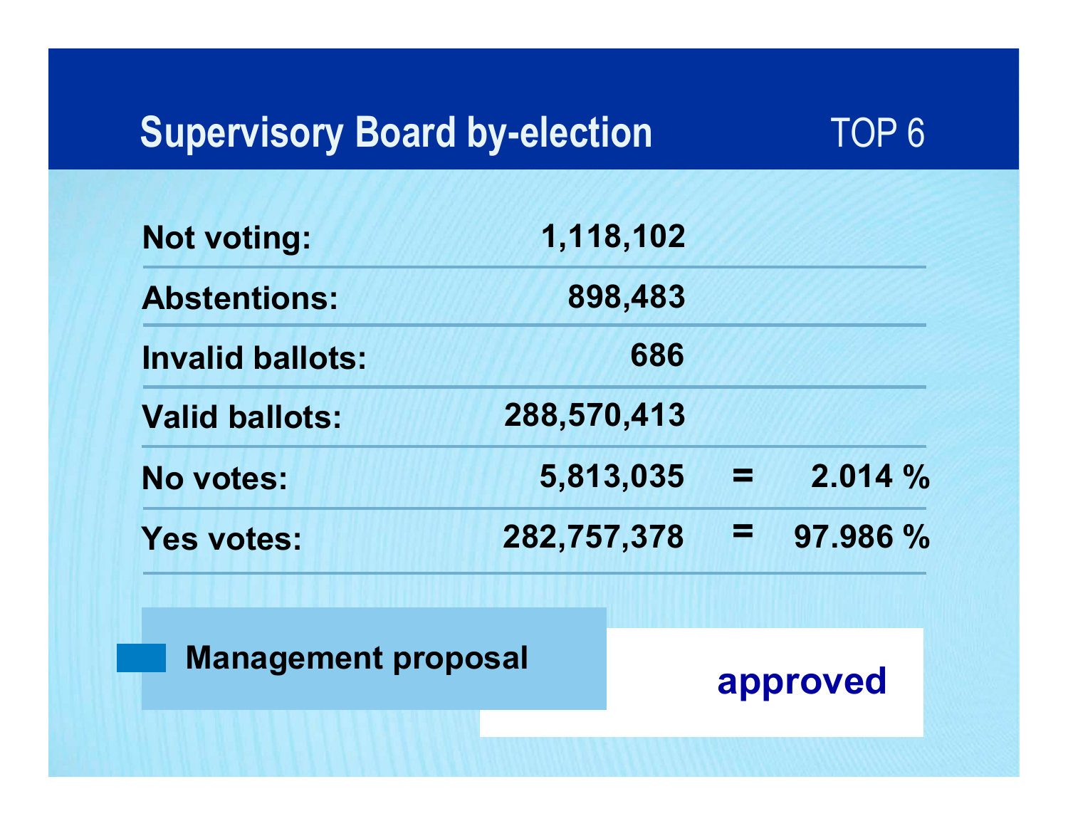## Supervisory Board by-election

TOP 6

| | | | |
|---|---|---|---|
| **Not voting:** | **1,118,102** | | |
| **Abstentions:** | **898,483** | | |
| **Invalid ballots:** | **686** | | |
| **Valid ballots:** | **288,570,413** | | |
| **No votes:** | **5,813,035** | **=** | **2.014 %** |
| **Yes votes:** | **282,757,378** | **=** | **97.986 %** |

**Management proposal** **approved**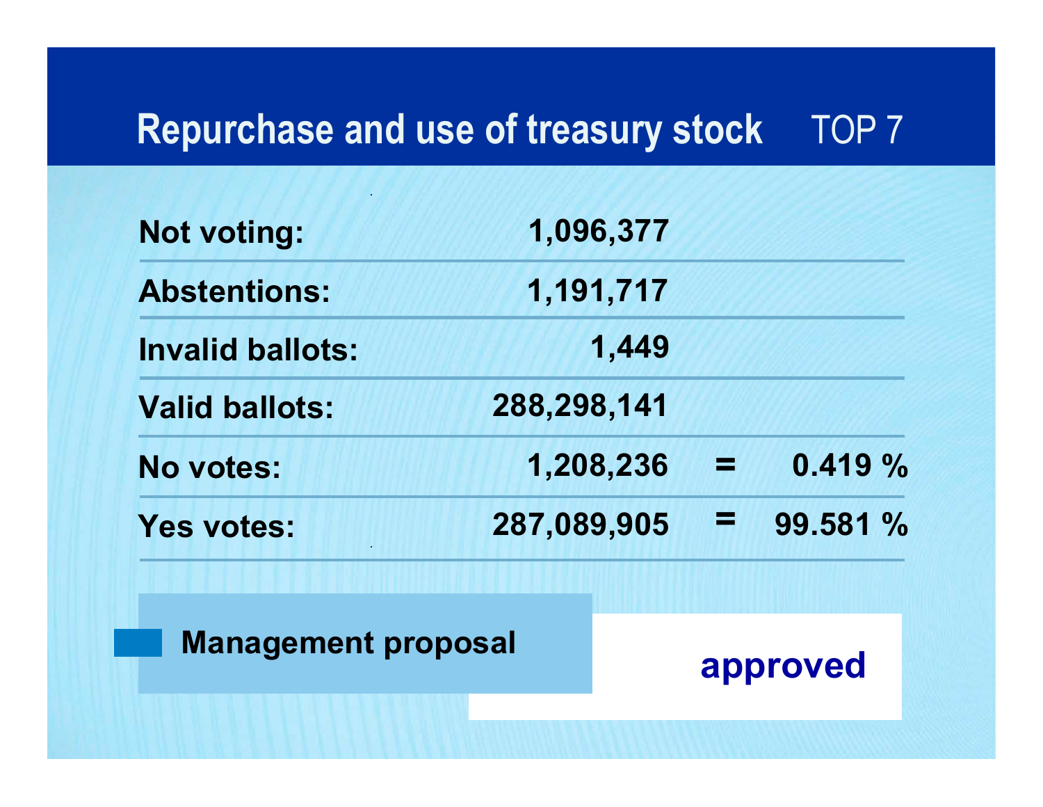# Repurchase and use of treasury stock TOP 7

| | | | |
|---|---|---|---|
| Not voting: | 1,096,377 | | |
| Abstentions: | 1,191,717 | | |
| Invalid ballots: | 1,449 | | |
| Valid ballots: | 288,298,141 | | |
| No votes: | 1,208,236 | = | 0.419 % |
| Yes votes: | 287,089,905 | = | 99.581 % |

**Management proposal** — **approved**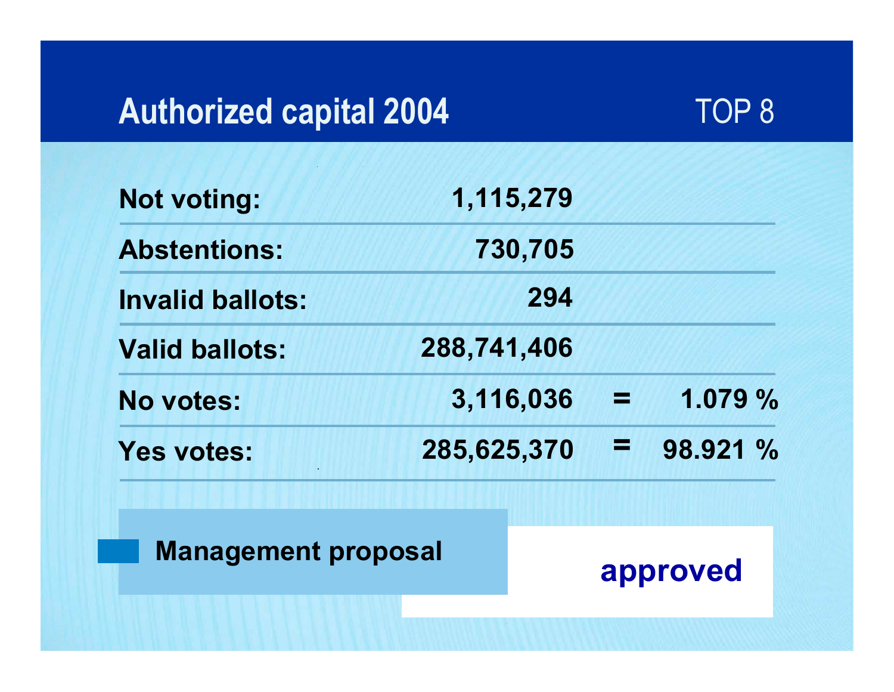# Authorized capital 2004

TOP 8

| | | | |
|---|---|---|---|
| Not voting: | 1,115,279 | | |
| Abstentions: | 730,705 | | |
| Invalid ballots: | 294 | | |
| Valid ballots: | 288,741,406 | | |
| No votes: | 3,116,036 | = | 1.079 % |
| Yes votes: | 285,625,370 | = | 98.921 % |

**Management proposal** **approved**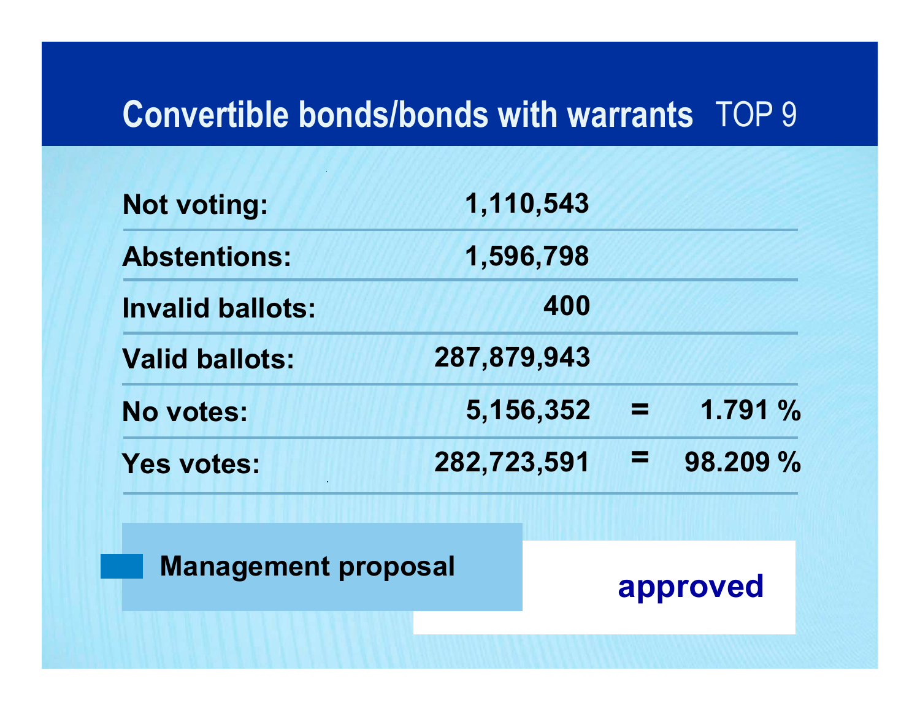## Convertible bonds/bonds with warrants TOP 9

| | | | |
|---|---|---|---|
| **Not voting:** | **1,110,543** | | |
| **Abstentions:** | **1,596,798** | | |
| **Invalid ballots:** | **400** | | |
| **Valid ballots:** | **287,879,943** | | |
| **No votes:** | **5,156,352** | **=** | **1.791 %** |
| **Yes votes:** | **282,723,591** | **=** | **98.209 %** |

**Management proposal** **approved**